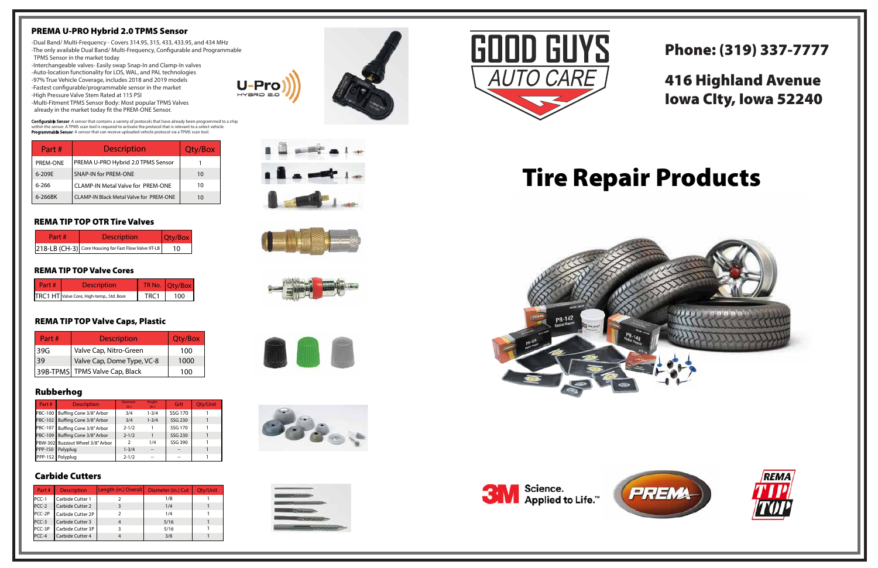## PREMA U-PRO Hybrid 2.0 TPMS Sensor

- Dual Band/ Multi-Frequency - Covers 314.95, 315, 433, 433.95, and 434 MHz
- The only available Dual Band/ Multi-Frequency, Configurable and Programmable TPMS Sensor in the market today
- Interchangeable valves- Easily swap Snap-In and Clamp-In valves
- Auto-location functionality for LOS, WAL, and PAL technologies
- 97% True Vehicle Coverage, includes 2018 and 2019 models
- Fastest configurable/programmable sensor in the market
- High Pressure Valve Stem Rated at 115 PSI
- Multi-Fitment TPMS Sensor Body: Most popular TPMS Valves already in the market today fit the PREM-ONE Sensor.

**Configurable Sensor**: A sensor that contains a variety of protocols that have already been programmed to a chip within the sensor. A TPMS scan tool is required to activate the protocol that is relevant to a select vehicle.
**Programmable Sensor**: A sensor that can receive uploaded vehicle protocol via a TPMS scan tool.

| Part # | Description | Qty/Box |
|---|---|---|
| PREM-ONE | PREMA U-PRO Hybrid 2.0 TPMS Sensor | 1 |
| 6-209E | SNAP-IN for PREM-ONE | 10 |
| 6-266 | CLAMP-IN Metal Valve for PREM-ONE | 10 |
| 6-266BK | CLAMP-IN Black Metal Valve for PREM-ONE | 10 |

## REMA TIP TOP OTR Tire Valves

| Part # | Description | Qty/Box |
|---|---|---|
| 218-LB (CH-3) | Core Housing for Fast Flow Valve 9T-LB | 10 |

## REMA TIP TOP Valve Cores

| Part # | Description | TR No. | Qty/Box |
|---|---|---|---|
| TRC1 HT | Valve Core, High-temp., Std. Bore | TRC1 | 100 |

## REMA TIP TOP Valve Caps, Plastic

| Part # | Description | Qty/Box |
|---|---|---|
| 39G | Valve Cap, Nitro-Green | 100 |
| 39 | Valve Cap, Dome Type, VC-8 | 1000 |
| 39B-TPMS | TPMS Valve Cap, Black | 100 |

## Rubberhog

| Part # | Description | Diameter (in.) | Height (in.) | Grit | Qty/Unit |
|---|---|---|---|---|---|
| PBC-100 | Buffing Cone 3/8" Arbor | 3/4 | 1-3/4 | SSG 170 | 1 |
| PBC-102 | Buffing Cone 3/8" Arbor | 3/4 | 1-3/4 | SSG 230 | 1 |
| PBC-107 | Buffing Cone 3/8" Arbor | 2-1/2 | 1 | SSG 170 | 1 |
| PBC-109 | Buffing Cone 3/8" Arbor | 2-1/2 | 1 | SSG 230 | 1 |
| PBW-302 | Buzzout Wheel 3/8" Arbor | 2 | 1/4 | SSG 390 | 1 |
| PPP-150 | Polyplug | 1-3/4 | -- | -- | 1 |
| PPP-152 | Polyplug | 2-1/2 | -- | -- | 1 |

## Carbide Cutters

| Part # | Description | Length (in.) Overall | Diameter (in.) Cut | Qty/Unit |
|---|---|---|---|---|
| PCC-1 | Carbide Cutter 1 | 2 | 1/8 | 1 |
| PCC-2 | Carbide Cutter 2 | 3 | 1/4 | 1 |
| PCC-2P | Carbide Cutter 2P | 2 | 1/4 | 1 |
| PCC-3 | Carbide Cutter 3 | 4 | 5/16 | 1 |
| PCC-3P | Carbide Cutter 3P | 3 | 5/16 | 1 |
| PCC-4 | Carbide Cutter 4 | 4 | 3/8 | 1 |

# GOOD GUYS AUTO CARE

## Phone: (319) 337-7777

## 416 Highland Avenue Iowa CIty, Iowa 52240

# Tire Repair Products

3M Science. Applied to Life.™

PREMA

REMA TIP TOP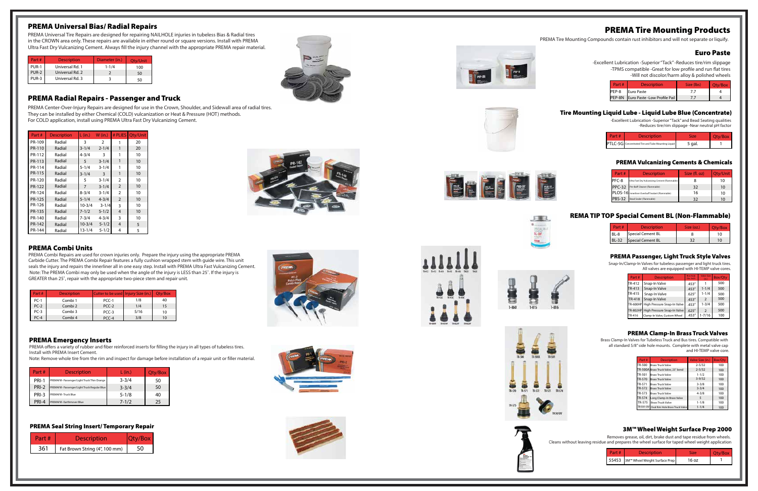## PREMA Universal Bias/ Radial Repairs

PREMA Universal Tire Repairs are designed for repairing NAILHOLE injuries in tubeless Bias & Radial tires in the CROWN area only. These repairs are available in either round or square versions. Install with PREMA Ultra Fast Dry Vulcanizing Cement. Always fill the injury channel with the appropriate PREMA repair material.

| Part # | Description | Diameter (in.) | Qty/Unit |
|---|---|---|---|
| PUR-1 | Universal Rd. 1 | 1-1/4 | 100 |
| PUR-2 | Universal Rd. 2 | 2 | 50 |
| PUR-3 | Universal Rd. 3 | 3 | 50 |

## PREMA Radial Repairs - Passenger and Truck

PREMA Center-Over-Injury Repairs are designed for use in the Crown, Shoulder, and Sidewall area of radial tires. They can be installed by either Chemical (COLD) vulcanization or Heat & Pressure (HOT) methods. For COLD application, install using PREMA Ultra Fast Dry Vulcanizing Cement.

| Part # | Description | L (in.) | W (in.) | # PLIES | Qty/Unit |
|---|---|---|---|---|---|
| PR-109 | Radial | 3 | 2 | 1 | 20 |
| PR-110 | Radial | 3-1/4 | 2-1/4 | 1 | 20 |
| PR-112 | Radial | 4-3/4 | 3 | 1 | 10 |
| PR-113 | Radial | 5 | 3-1/4 | 1 | 10 |
| PR-114 | Radial | 5-1/4 | 3-1/4 | 1 | 10 |
| PR-115 | Radial | 3-1/4 | 3 | 1 | 10 |
| PR-120 | Radial | 5 | 3-1/4 | 2 | 10 |
| PR-122 | Radial | 7 | 3-1/4 | 2 | 10 |
| PR-124 | Radial | 8-3/4 | 3-1/4 | 2 | 10 |
| PR-125 | Radial | 5-1/4 | 4-3/4 | 2 | 10 |
| PR-126 | Radial | 10-3/4 | 3-1/4 | 3 | 10 |
| PR-135 | Radial | 7-1/2 | 5-1/2 | 4 | 10 |
| PR-140 | Radial | 7-3/4 | 4-3/4 | 3 | 10 |
| PR-142 | Radial | 10-3/4 | 5-1/2 | 4 | 5 |
| PR-144 | Radial | 13-1/4 | 5-1/2 | 4 | 5 |

## PREMA Combi Units

PREMA Combi Repairs are used for crown injuries only. Prepare the injury using the appropriate PREMA Carbide Cutter. The PREMA Combi Repair features a fully cushion wrapped stem with guide wire. This unit seals the injury and repairs the innerliner all in one easy step. Install with PREMA Ultra Fast Vulcanizing Cement. Note: The PREMA Combi may only be used when the angle of the injury is LESS than 25˚. If the injury is GREATER than 25˚, repair with the appropriate two-piece stem and repair unit.

| Part # | Description | Cutter to be used | Injury Size (in.) | Qty/Box |
|---|---|---|---|---|
| PC-1 | Combi 1 | PCC-1 | 1/8 | 40 |
| PC-2 | Combi 2 | PCC-2 | 1/4 | 15 |
| PC-3 | Combi 3 | PCC-3 | 5/16 | 10 |
| PC-4 | Combi 4 | PCC-4 | 3/8 | 10 |

## PREMA Emergency Inserts

PREMA offers a variety of rubber and fiber reinforced inserts for filling the injury in all types of tubeless tires. Install with PREMA Insert Cement.

Note: Remove whole tire from the rim and inspect for damage before installation of a repair unit or filler material.

| Part # | Description | L (in.) | Qty/Box |
|---|---|---|---|
| PRI-1 | PREMAFill- Passenger/Light Truck Thin Orange | 3-3/4 | 50 |
| PRI-2 | PREMAFill- Passenger/Light Truck Regular Blue | 3-3/4 | 50 |
| PRI-3 | PREMAFill- Truck Blue | 5-1/8 | 40 |
| PRI-4 | PREMAFill- Earthmover Blue | 7-1/2 | 25 |

## PREMA Seal String Insert/ Temporary Repair

| Part # | Description | Qty/Box |
|---|---|---|
| 361 | Fat Brown String (4", 100 mm) | 50 |

## PREMA Tire Mounting Products

PREMA Tire Mounting Compounds contain rust inhibitors and will not separate or liquify.

### Euro Paste

-Excellent Lubrication -Superior "Tack" -Reduces tire/rim slippage
-TPMS compatible -Great for low profile and run flat tires
-Will not discolor/harm alloy & polished wheels

| Part # | Description | Size (lbs) | Qty/Box |
|---|---|---|---|
| PEP-8 | Euro Paste | 7.7 | 4 |
| PEP-8N | Euro Paste -Low Profile Pail | 7.7 | 4 |

### Tire Mounting Liquid Lube - Liquid Lube Blue (Concentrate)

-Excellent Lubrication -Superior "Tack" and Bead Seating qualities
-Reduces tire/rim slippage -Near neutral pH factor

| Part # | Description | Size | Qty/Box |
|---|---|---|---|
| PTLC-5G | Concentrated Tire and Tube Mounting Liquid | 5 gal. | 1 |

### PREMA Vulcanizing Cements & Chemicals

| Part # | Description | Size (fl. oz) | Qty/Unit |
|---|---|---|---|
| PFC-8 | Ultra Fast Dry Vulcanizing Cement (Flammable) | 8 | 10 |
| PPC-32 | Pre-Buff Cleaner (Flammable) | 32 | 10 |
| PLOS-16 | Innerliner Overbuff Sealant (Flammable) | 16 | 10 |
| PBS-32 | Bead Sealer (Flammable) | 32 | 10 |

### REMA TIP TOP Special Cement BL (Non-Flammable)

| Part # | Description | Size (oz.) | Qty/Box |
|---|---|---|---|
| BL-8 | Special Cement BL | 8 | 10 |
| BL-32 | Special Cement BL | 32 | 10 |

### PREMA Passenger, Light Truck Style Valves

Snap-In/Clamp-In Valves for tubeless passenger and light truck tires. All valves are equipped with HI-TEMP valve cores.

| Part # | Description | Rim Hole Dia. (in.) | Valve Size (in.) | Box/Qty |
|---|---|---|---|---|
| TR-412 | Snap-In Valve | .453" | 1 | 500 |
| TR-413 | Snap-In Valve | .453" | 1-1/4 | 500 |
| TR-415 | Snap-In Valve | .625" | 1-1/4 | 500 |
| TR-418 | Snap-In Valve | .453" | 2 | 500 |
| TR-600HP | High Pressure Snap-In Valve | .453" | 1-3/4 | 500 |
| TR-802HP | High Pressure Snap-In Valve | .625" | 2 | 500 |
| TR-416 | Clamp-In Valve, Custom Wheel | .453" | 1-7/16 | 100 |

### PREMA Clamp-In Brass Truck Valves

Brass Clamp-In Valves for Tubeless Truck and Bus tires. Compatible with all standard 5/8" side hole mounts. Complete with metal valve cap and HI-TEMP valve core.

| Part # | Description | Valve Size (in.) | Box/Qty |
|---|---|---|---|
| TR-500 | Brass Truck Valve | 2-5/32 | 100 |
| TR-500A | Brass Truck Valve, 23˚ bend | 2-5/32 | 100 |
| TR-501 | Brass Truck Valve | 1-1/2 | 100 |
| TR-570 | Brass Truck Valve | 3-9/32 | 100 |
| TR-571 | Brass Truck Valve | 3-3/8 | 100 |
| TR-572 | Brass Truck Valve | 3-3/4 | 100 |
| TR-573 | Brass Truck Valve | 4-3/8 | 100 |
| TR-574 | Long Clamp-In Brass Valve | 5 | 100 |
| TR-575 | Brass Truck Valve | 1-1/8 | 100 |
| TR-501-OV | Oval Rim Hole Brass Truck Valve | 1-1/4 | 100 |

### 3M™ Wheel Weight Surface Prep 2000

Removes grease, oil, dirt, brake dust and tape residue from wheels. Cleans without leaving residue and prepares the wheel surface for taped wheel weight application

| Part # | Description | Size | Qty/Box |
|---|---|---|---|
| 55453 | 3M™ Wheel Weight Surface Prep | 16 oz | 1 |